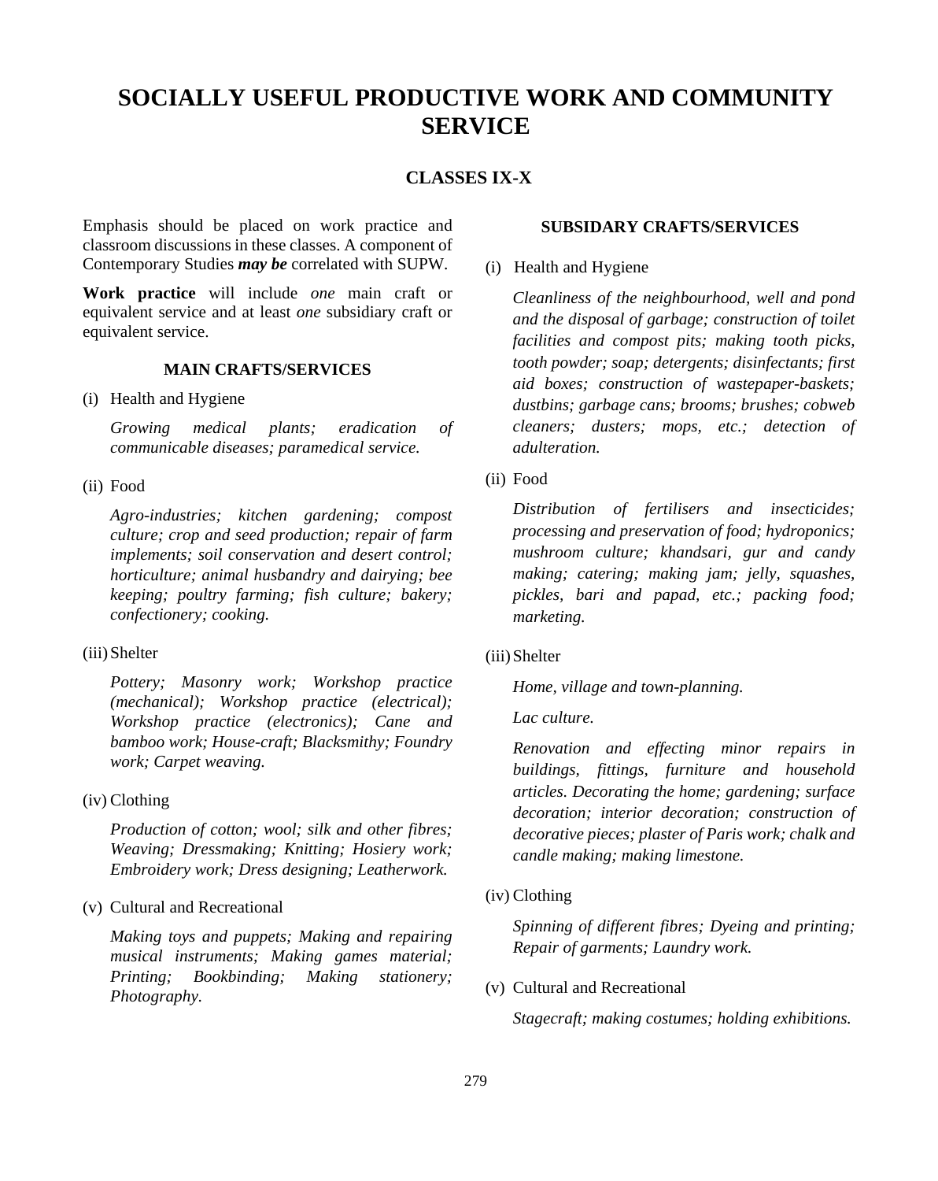# SOCIALLY USEFUL PRODUCTIVE WORK AND COMMUNITY SERVICE

## CLASSES IX-X

Emphasis should be placed on work practice and classroom discussions in these classes. A component of Contemporary Studies ***may be*** correlated with SUPW.

**Work practice** will include *one* main craft or equivalent service and at least *one* subsidiary craft or equivalent service.

### MAIN CRAFTS/SERVICES

(i) Health and Hygiene

*Growing medical plants; eradication of communicable diseases; paramedical service.*

(ii) Food

*Agro-industries; kitchen gardening; compost culture; crop and seed production; repair of farm implements; soil conservation and desert control; horticulture; animal husbandry and dairying; bee keeping; poultry farming; fish culture; bakery; confectionery; cooking.*

(iii) Shelter

*Pottery; Masonry work; Workshop practice (mechanical); Workshop practice (electrical); Workshop practice (electronics); Cane and bamboo work; House-craft; Blacksmithy; Foundry work; Carpet weaving.*

(iv) Clothing

*Production of cotton; wool; silk and other fibres; Weaving; Dressmaking; Knitting; Hosiery work; Embroidery work; Dress designing; Leatherwork.*

(v) Cultural and Recreational

*Making toys and puppets; Making and repairing musical instruments; Making games material; Printing; Bookbinding; Making stationery; Photography.*

### SUBSIDARY CRAFTS/SERVICES

(i) Health and Hygiene

*Cleanliness of the neighbourhood, well and pond and the disposal of garbage; construction of toilet facilities and compost pits; making tooth picks, tooth powder; soap; detergents; disinfectants; first aid boxes; construction of wastepaper-baskets; dustbins; garbage cans; brooms; brushes; cobweb cleaners; dusters; mops, etc.; detection of adulteration.*

(ii) Food

*Distribution of fertilisers and insecticides; processing and preservation of food; hydroponics; mushroom culture; khandsari, gur and candy making; catering; making jam; jelly, squashes, pickles, bari and papad, etc.; packing food; marketing.*

(iii) Shelter

*Home, village and town-planning.*

*Lac culture.*

*Renovation and effecting minor repairs in buildings, fittings, furniture and household articles. Decorating the home; gardening; surface decoration; interior decoration; construction of decorative pieces; plaster of Paris work; chalk and candle making; making limestone.*

(iv) Clothing

*Spinning of different fibres; Dyeing and printing; Repair of garments; Laundry work.*

(v) Cultural and Recreational

*Stagecraft; making costumes; holding exhibitions.*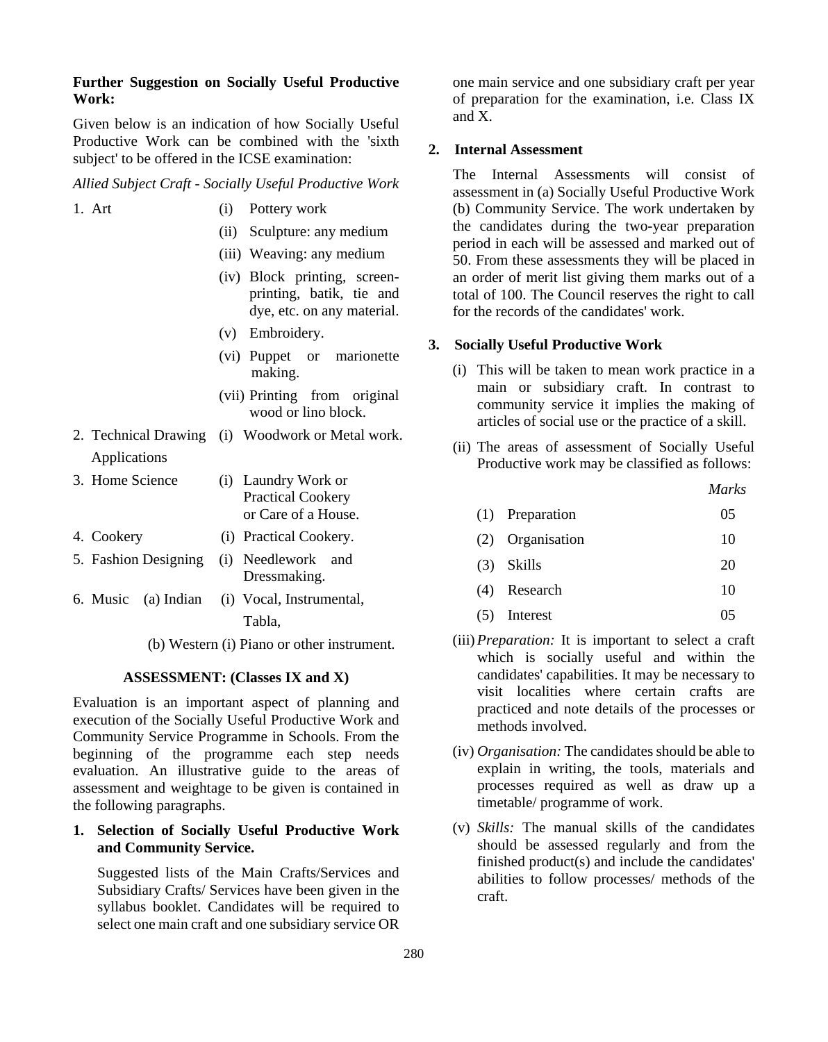**Further Suggestion on Socially Useful Productive Work:**

Given below is an indication of how Socially Useful Productive Work can be combined with the 'sixth subject' to be offered in the ICSE examination:

*Allied Subject Craft - Socially Useful Productive Work*

1. Art
   - (i) Pottery work
   - (ii) Sculpture: any medium
   - (iii) Weaving: any medium
   - (iv) Block printing, screen-printing, batik, tie and dye, etc. on any material.
   - (v) Embroidery.
   - (vi) Puppet or marionette making.
   - (vii) Printing from original wood or lino block.
2. Technical Drawing Applications
   - (i) Woodwork or Metal work.
3. Home Science
   - (i) Laundry Work or Practical Cookery or Care of a House.
4. Cookery
   - (i) Practical Cookery.
5. Fashion Designing
   - (i) Needlework and Dressmaking.
6. Music
   - (a) Indian (i) Vocal, Instrumental, Tabla,
   - (b) Western (i) Piano or other instrument.

### ASSESSMENT: (Classes IX and X)

Evaluation is an important aspect of planning and execution of the Socially Useful Productive Work and Community Service Programme in Schools. From the beginning of the programme each step needs evaluation. An illustrative guide to the areas of assessment and weightage to be given is contained in the following paragraphs.

**1. Selection of Socially Useful Productive Work and Community Service.**

Suggested lists of the Main Crafts/Services and Subsidiary Crafts/ Services have been given in the syllabus booklet. Candidates will be required to select one main craft and one subsidiary service OR one main service and one subsidiary craft per year of preparation for the examination, i.e. Class IX and X.

**2. Internal Assessment**

The Internal Assessments will consist of assessment in (a) Socially Useful Productive Work (b) Community Service. The work undertaken by the candidates during the two-year preparation period in each will be assessed and marked out of 50. From these assessments they will be placed in an order of merit list giving them marks out of a total of 100. The Council reserves the right to call for the records of the candidates' work.

**3. Socially Useful Productive Work**

(i) This will be taken to mean work practice in a main or subsidiary craft. In contrast to community service it implies the making of articles of social use or the practice of a skill.

(ii) The areas of assessment of Socially Useful Productive work may be classified as follows:

| | | *Marks* |
|---|---|---|
| (1) | Preparation | 05 |
| (2) | Organisation | 10 |
| (3) | Skills | 20 |
| (4) | Research | 10 |
| (5) | Interest | 05 |

(iii) *Preparation:* It is important to select a craft which is socially useful and within the candidates' capabilities. It may be necessary to visit localities where certain crafts are practiced and note details of the processes or methods involved.

(iv) *Organisation:* The candidates should be able to explain in writing, the tools, materials and processes required as well as draw up a timetable/ programme of work.

(v) *Skills:* The manual skills of the candidates should be assessed regularly and from the finished product(s) and include the candidates' abilities to follow processes/ methods of the craft.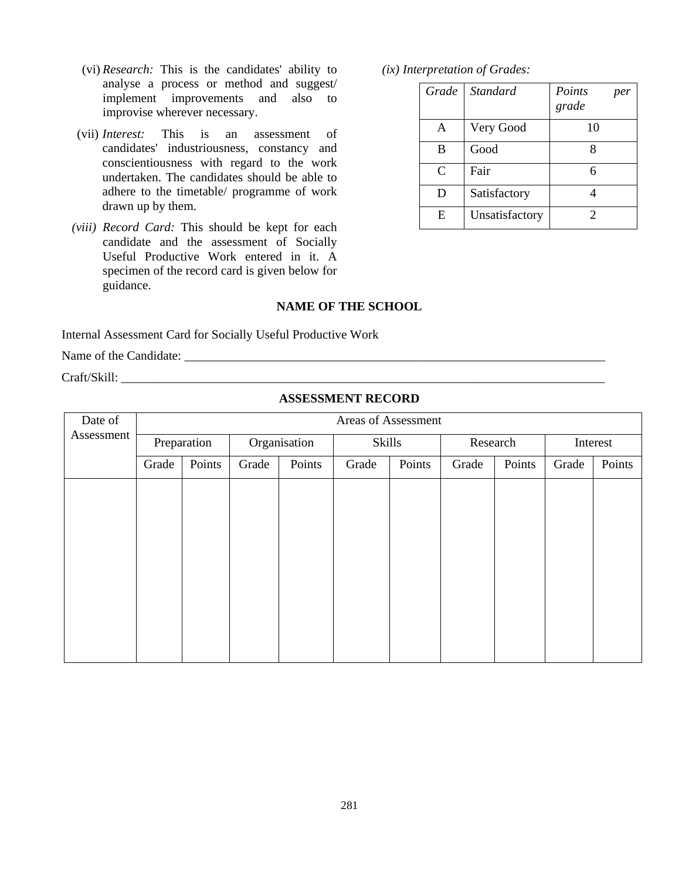(vi) *Research:* This is the candidates' ability to analyse a process or method and suggest/ implement improvements and also to improvise wherever necessary.

(vii) *Interest:* This is an assessment of candidates' industriousness, constancy and conscientiousness with regard to the work undertaken. The candidates should be able to adhere to the timetable/ programme of work drawn up by them.

*(viii) Record Card:* This should be kept for each candidate and the assessment of Socially Useful Productive Work entered in it. A specimen of the record card is given below for guidance.

*(ix) Interpretation of Grades:*

| *Grade* | *Standard* | *Points per grade* |
|---|---|---|
| A | Very Good | 10 |
| B | Good | 8 |
| C | Fair | 6 |
| D | Satisfactory | 4 |
| E | Unsatisfactory | 2 |

**NAME OF THE SCHOOL**

Internal Assessment Card for Socially Useful Productive Work

Name of the Candidate: ______________________________________________________________________

Craft/Skill: ______________________________________________________________________________

**ASSESSMENT RECORD**

| Date of Assessment | Areas of Assessment | | | | | | | | | |
|---|---|---|---|---|---|---|---|---|---|---|
| | Preparation | | Organisation | | Skills | | Research | | Interest | |
| | Grade | Points | Grade | Points | Grade | Points | Grade | Points | Grade | Points |
| | | | | | | | | | | |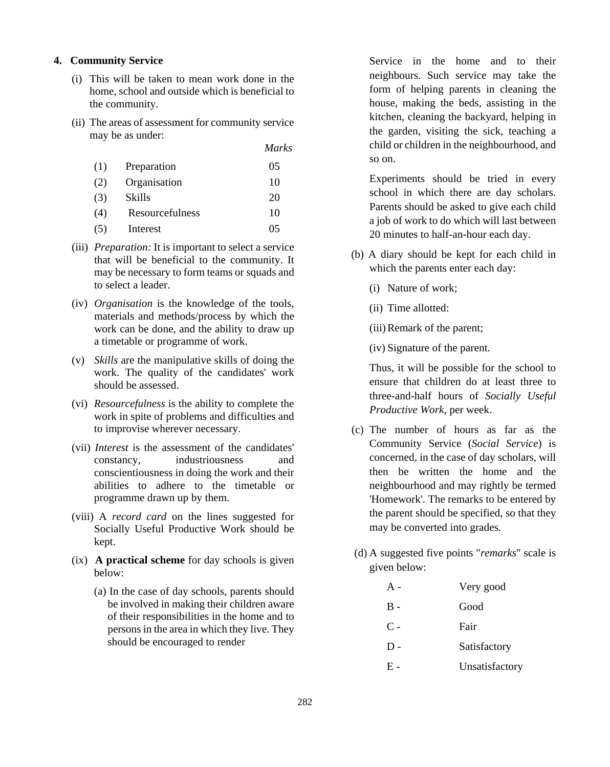### 4. Community Service

(i) This will be taken to mean work done in the home, school and outside which is beneficial to the community.

(ii) The areas of assessment for community service may be as under:

| | | *Marks* |
|---|---|---|
| (1) | Preparation | 05 |
| (2) | Organisation | 10 |
| (3) | Skills | 20 |
| (4) | Resourcefulness | 10 |
| (5) | Interest | 05 |

(iii) *Preparation:* It is important to select a service that will be beneficial to the community. It may be necessary to form teams or squads and to select a leader.

(iv) *Organisation* is the knowledge of the tools, materials and methods/process by which the work can be done, and the ability to draw up a timetable or programme of work.

(v) *Skills* are the manipulative skills of doing the work. The quality of the candidates' work should be assessed.

(vi) *Resourcefulness* is the ability to complete the work in spite of problems and difficulties and to improvise wherever necessary.

(vii) *Interest* is the assessment of the candidates' constancy, industriousness and conscientiousness in doing the work and their abilities to adhere to the timetable or programme drawn up by them.

(viii) A *record card* on the lines suggested for Socially Useful Productive Work should be kept.

(ix) **A practical scheme** for day schools is given below:

(a) In the case of day schools, parents should be involved in making their children aware of their responsibilities in the home and to persons in the area in which they live. They should be encouraged to render Service in the home and to their neighbours. Such service may take the form of helping parents in cleaning the house, making the beds, assisting in the kitchen, cleaning the backyard, helping in the garden, visiting the sick, teaching a child or children in the neighbourhood, and so on.

Experiments should be tried in every school in which there are day scholars. Parents should be asked to give each child a job of work to do which will last between 20 minutes to half-an-hour each day.

(b) A diary should be kept for each child in which the parents enter each day:

(i) Nature of work;

(ii) Time allotted:

(iii) Remark of the parent;

(iv) Signature of the parent.

Thus, it will be possible for the school to ensure that children do at least three to three-and-half hours of *Socially Useful Productive Work*, per week.

(c) The number of hours as far as the Community Service (*Social Service*) is concerned, in the case of day scholars, will then be written the home and the neighbourhood and may rightly be termed 'Homework'. The remarks to be entered by the parent should be specified, so that they may be converted into grades.

(d) A suggested five points "*remarks*" scale is given below:

| | |
|---|---|
| A - | Very good |
| B - | Good |
| C - | Fair |
| D - | Satisfactory |
| E - | Unsatisfactory |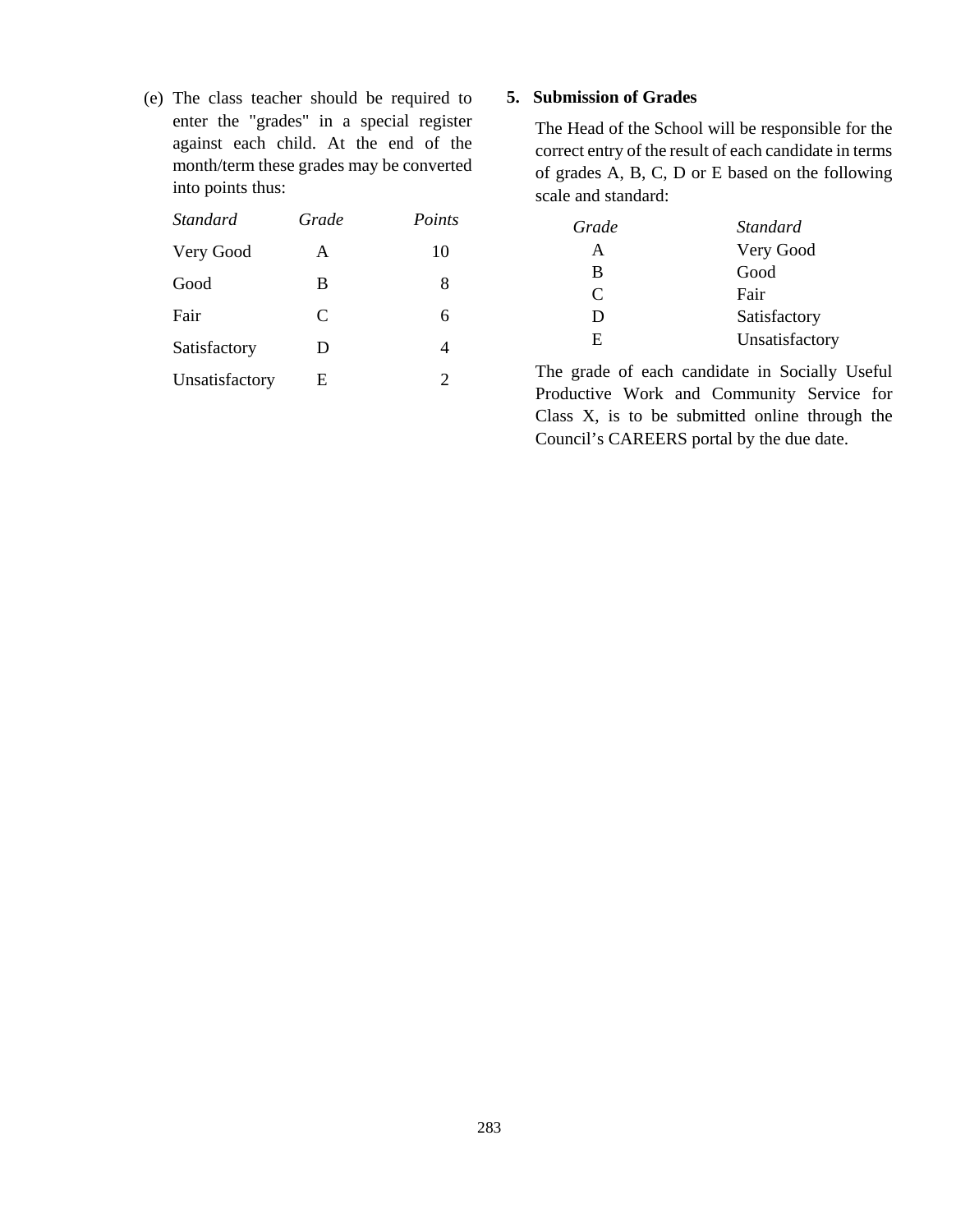(e) The class teacher should be required to enter the "grades" in a special register against each child. At the end of the month/term these grades may be converted into points thus:

| *Standard* | *Grade* | *Points* |
|---|---|---|
| Very Good | A | 10 |
| Good | B | 8 |
| Fair | C | 6 |
| Satisfactory | D | 4 |
| Unsatisfactory | E | 2 |

## 5. Submission of Grades

The Head of the School will be responsible for the correct entry of the result of each candidate in terms of grades A, B, C, D or E based on the following scale and standard:

| *Grade* | *Standard* |
|---|---|
| A | Very Good |
| B | Good |
| C | Fair |
| D | Satisfactory |
| E | Unsatisfactory |

The grade of each candidate in Socially Useful Productive Work and Community Service for Class X, is to be submitted online through the Council's CAREERS portal by the due date.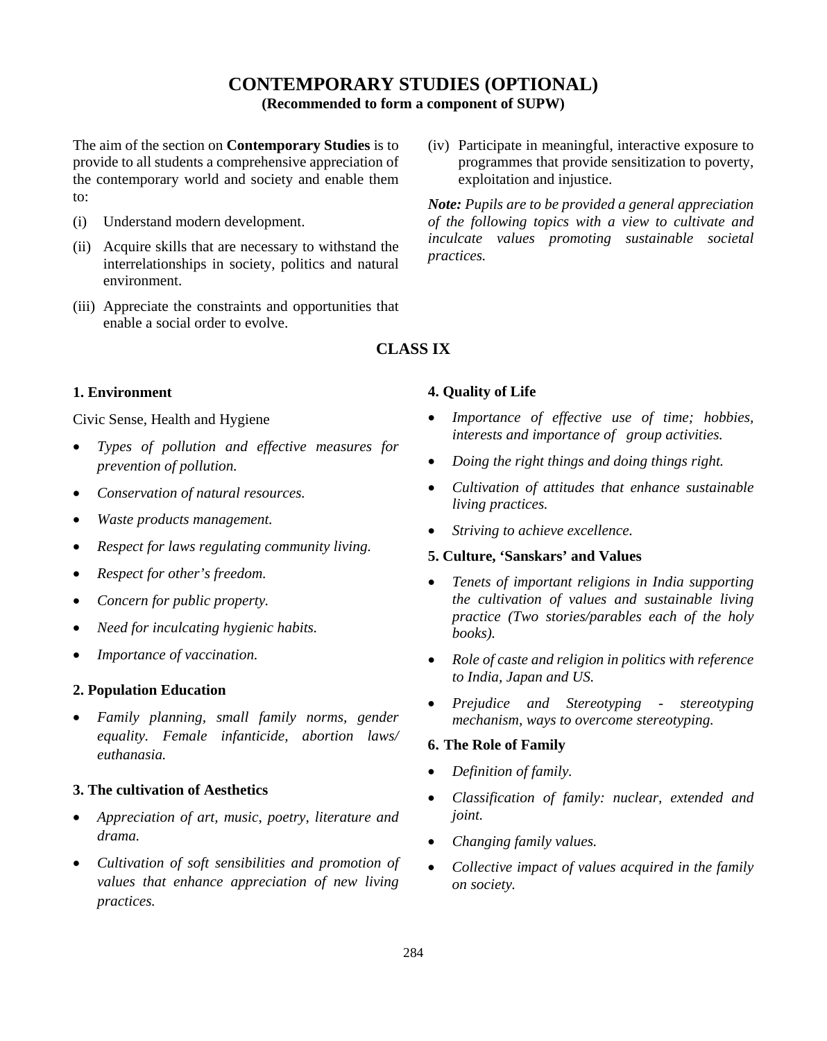# CONTEMPORARY STUDIES (OPTIONAL)

**(Recommended to form a component of SUPW)**

The aim of the section on **Contemporary Studies** is to provide to all students a comprehensive appreciation of the contemporary world and society and enable them to:

(i) Understand modern development.

(ii) Acquire skills that are necessary to withstand the interrelationships in society, politics and natural environment.

(iii) Appreciate the constraints and opportunities that enable a social order to evolve.

(iv) Participate in meaningful, interactive exposure to programmes that provide sensitization to poverty, exploitation and injustice.

***Note:*** *Pupils are to be provided a general appreciation of the following topics with a view to cultivate and inculcate values promoting sustainable societal practices.*

## CLASS IX

### 1. Environment

Civic Sense, Health and Hygiene

- *Types of pollution and effective measures for prevention of pollution.*
- *Conservation of natural resources.*
- *Waste products management.*
- *Respect for laws regulating community living.*
- *Respect for other's freedom.*
- *Concern for public property.*
- *Need for inculcating hygienic habits.*
- *Importance of vaccination.*

### 2. Population Education

- *Family planning, small family norms, gender equality. Female infanticide, abortion laws/ euthanasia.*

### 3. The cultivation of Aesthetics

- *Appreciation of art, music, poetry, literature and drama.*
- *Cultivation of soft sensibilities and promotion of values that enhance appreciation of new living practices.*

### 4. Quality of Life

- *Importance of effective use of time; hobbies, interests and importance of group activities.*
- *Doing the right things and doing things right.*
- *Cultivation of attitudes that enhance sustainable living practices.*
- *Striving to achieve excellence.*

### 5. Culture, 'Sanskars' and Values

- *Tenets of important religions in India supporting the cultivation of values and sustainable living practice (Two stories/parables each of the holy books).*
- *Role of caste and religion in politics with reference to India, Japan and US.*
- *Prejudice and Stereotyping - stereotyping mechanism, ways to overcome stereotyping.*

### 6. The Role of Family

- *Definition of family.*
- *Classification of family: nuclear, extended and joint.*
- *Changing family values.*
- *Collective impact of values acquired in the family on society.*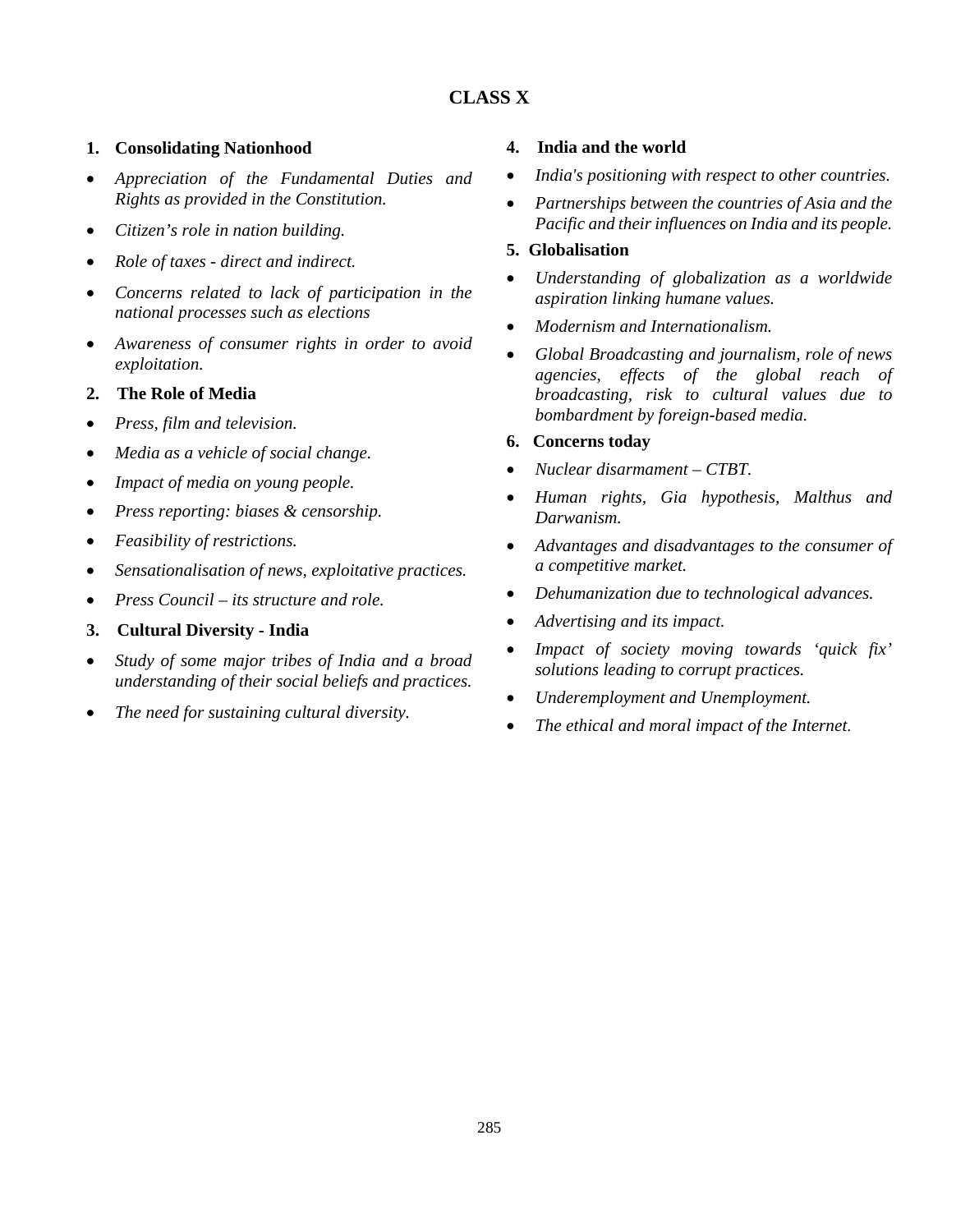# CLASS X

**1. Consolidating Nationhood**

- *Appreciation of the Fundamental Duties and Rights as provided in the Constitution.*
- *Citizen's role in nation building.*
- *Role of taxes - direct and indirect.*
- *Concerns related to lack of participation in the national processes such as elections*
- *Awareness of consumer rights in order to avoid exploitation.*

**2. The Role of Media**

- *Press, film and television.*
- *Media as a vehicle of social change.*
- *Impact of media on young people.*
- *Press reporting: biases & censorship.*
- *Feasibility of restrictions.*
- *Sensationalisation of news, exploitative practices.*
- *Press Council – its structure and role.*

**3. Cultural Diversity - India**

- *Study of some major tribes of India and a broad understanding of their social beliefs and practices.*
- *The need for sustaining cultural diversity.*

**4. India and the world**

- *India's positioning with respect to other countries.*
- *Partnerships between the countries of Asia and the Pacific and their influences on India and its people.*

**5. Globalisation**

- *Understanding of globalization as a worldwide aspiration linking humane values.*
- *Modernism and Internationalism.*
- *Global Broadcasting and journalism, role of news agencies, effects of the global reach of broadcasting, risk to cultural values due to bombardment by foreign-based media.*

**6. Concerns today**

- *Nuclear disarmament – CTBT.*
- *Human rights, Gia hypothesis, Malthus and Darwanism.*
- *Advantages and disadvantages to the consumer of a competitive market.*
- *Dehumanization due to technological advances.*
- *Advertising and its impact.*
- *Impact of society moving towards 'quick fix' solutions leading to corrupt practices.*
- *Underemployment and Unemployment.*
- *The ethical and moral impact of the Internet.*